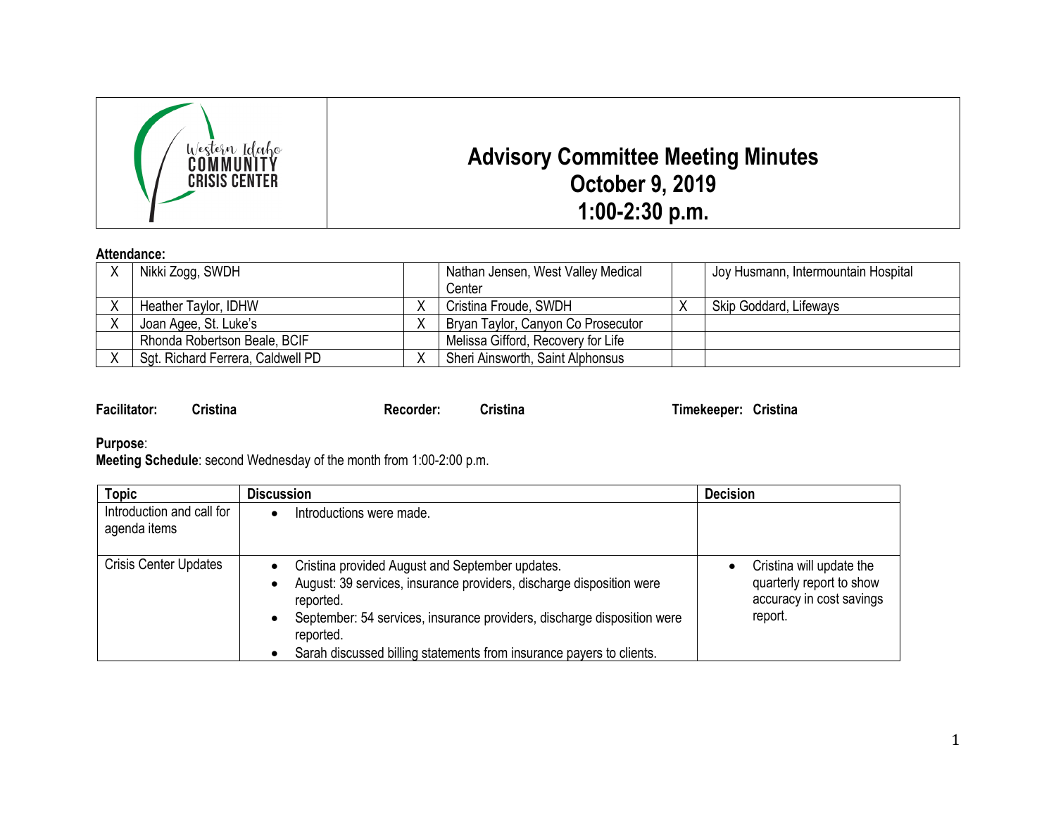Western Idaho COMMUNITY CRISIS CENTER

# Advisory Committee Meeting Minutes
## October 9, 2019
## 1:00-2:30 p.m.

**Attendance:**

| | | | | | |
|---|---|---|---|---|---|
| X | Nikki Zogg, SWDH | | Nathan Jensen, West Valley Medical Center | | Joy Husmann, Intermountain Hospital |
| X | Heather Taylor, IDHW | X | Cristina Froude, SWDH | X | Skip Goddard, Lifeways |
| X | Joan Agee, St. Luke's | X | Bryan Taylor, Canyon Co Prosecutor | | |
| | Rhonda Robertson Beale, BCIF | | Melissa Gifford, Recovery for Life | | |
| X | Sgt. Richard Ferrera, Caldwell PD | X | Sheri Ainsworth, Saint Alphonsus | | |

**Facilitator:** Cristina **Recorder:** Cristina **Timekeeper:** Cristina

**Purpose**:
**Meeting Schedule**: second Wednesday of the month from 1:00-2:00 p.m.

| Topic | Discussion | Decision |
|---|---|---|
| Introduction and call for agenda items | • Introductions were made. | |
| Crisis Center Updates | • Cristina provided August and September updates.<br>• August: 39 services, insurance providers, discharge disposition were reported.<br>• September: 54 services, insurance providers, discharge disposition were reported.<br>• Sarah discussed billing statements from insurance payers to clients. | • Cristina will update the quarterly report to show accuracy in cost savings report. |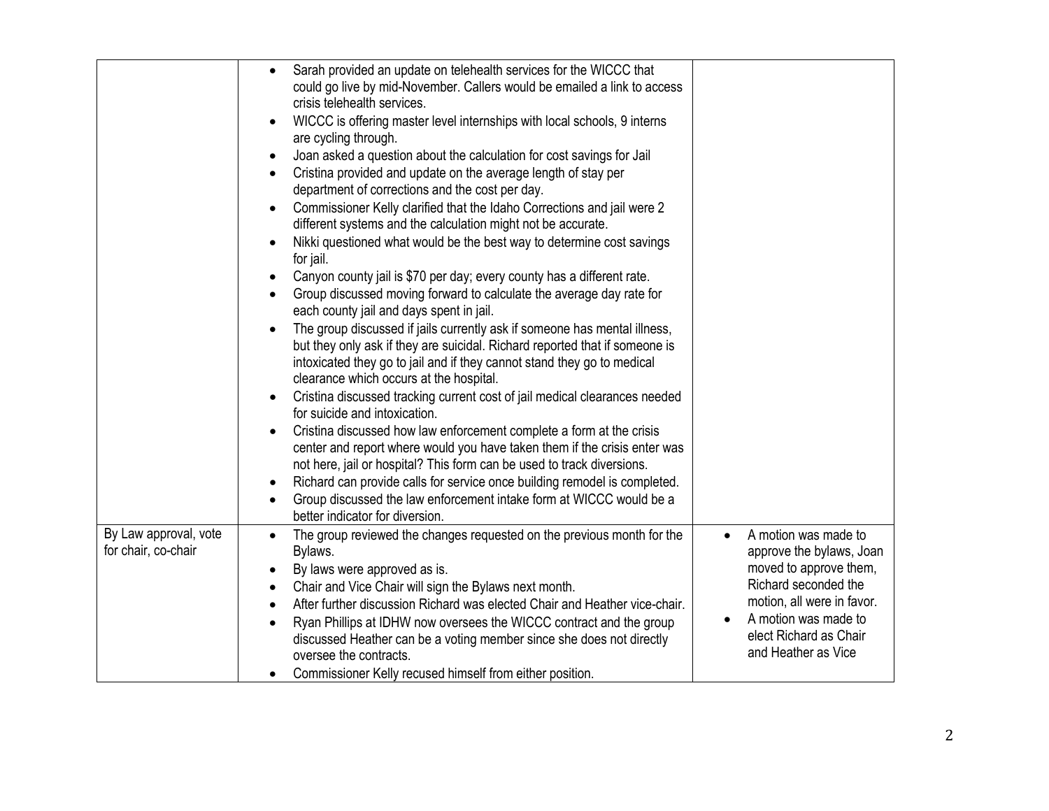| | | |
|---|---|---|
| | • Sarah provided an update on telehealth services for the WICCC that could go live by mid-November. Callers would be emailed a link to access crisis telehealth services.<br>• WICCC is offering master level internships with local schools, 9 interns are cycling through.<br>• Joan asked a question about the calculation for cost savings for Jail<br>• Cristina provided and update on the average length of stay per department of corrections and the cost per day.<br>• Commissioner Kelly clarified that the Idaho Corrections and jail were 2 different systems and the calculation might not be accurate.<br>• Nikki questioned what would be the best way to determine cost savings for jail.<br>• Canyon county jail is $70 per day; every county has a different rate.<br>• Group discussed moving forward to calculate the average day rate for each county jail and days spent in jail.<br>• The group discussed if jails currently ask if someone has mental illness, but they only ask if they are suicidal. Richard reported that if someone is intoxicated they go to jail and if they cannot stand they go to medical clearance which occurs at the hospital.<br>• Cristina discussed tracking current cost of jail medical clearances needed for suicide and intoxication.<br>• Cristina discussed how law enforcement complete a form at the crisis center and report where would you have taken them if the crisis enter was not here, jail or hospital? This form can be used to track diversions.<br>• Richard can provide calls for service once building remodel is completed.<br>• Group discussed the law enforcement intake form at WICCC would be a better indicator for diversion. | |
| By Law approval, vote for chair, co-chair | • The group reviewed the changes requested on the previous month for the Bylaws.<br>• By laws were approved as is.<br>• Chair and Vice Chair will sign the Bylaws next month.<br>• After further discussion Richard was elected Chair and Heather vice-chair.<br>• Ryan Phillips at IDHW now oversees the WICCC contract and the group discussed Heather can be a voting member since she does not directly oversee the contracts.<br>• Commissioner Kelly recused himself from either position. | • A motion was made to approve the bylaws, Joan moved to approve them, Richard seconded the motion, all were in favor.<br>• A motion was made to elect Richard as Chair and Heather as Vice |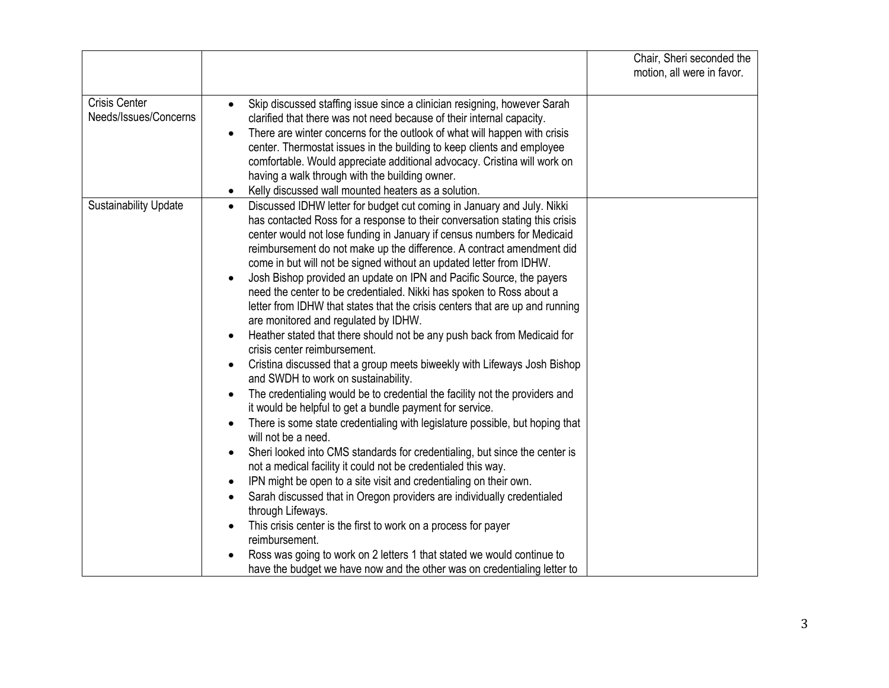| | | |
|---|---|---|
| | | Chair, Sheri seconded the motion, all were in favor. |
| Crisis Center Needs/Issues/Concerns | • Skip discussed staffing issue since a clinician resigning, however Sarah clarified that there was not need because of their internal capacity.<br>• There are winter concerns for the outlook of what will happen with crisis center. Thermostat issues in the building to keep clients and employee comfortable. Would appreciate additional advocacy. Cristina will work on having a walk through with the building owner.<br>• Kelly discussed wall mounted heaters as a solution. | |
| Sustainability Update | • Discussed IDHW letter for budget cut coming in January and July. Nikki has contacted Ross for a response to their conversation stating this crisis center would not lose funding in January if census numbers for Medicaid reimbursement do not make up the difference. A contract amendment did come in but will not be signed without an updated letter from IDHW.<br>• Josh Bishop provided an update on IPN and Pacific Source, the payers need the center to be credentialed. Nikki has spoken to Ross about a letter from IDHW that states that the crisis centers that are up and running are monitored and regulated by IDHW.<br>• Heather stated that there should not be any push back from Medicaid for crisis center reimbursement.<br>• Cristina discussed that a group meets biweekly with Lifeways Josh Bishop and SWDH to work on sustainability.<br>• The credentialing would be to credential the facility not the providers and it would be helpful to get a bundle payment for service.<br>• There is some state credentialing with legislature possible, but hoping that will not be a need.<br>• Sheri looked into CMS standards for credentialing, but since the center is not a medical facility it could not be credentialed this way.<br>• IPN might be open to a site visit and credentialing on their own.<br>• Sarah discussed that in Oregon providers are individually credentialed through Lifeways.<br>• This crisis center is the first to work on a process for payer reimbursement.<br>• Ross was going to work on 2 letters 1 that stated we would continue to have the budget we have now and the other was on credentialing letter to | |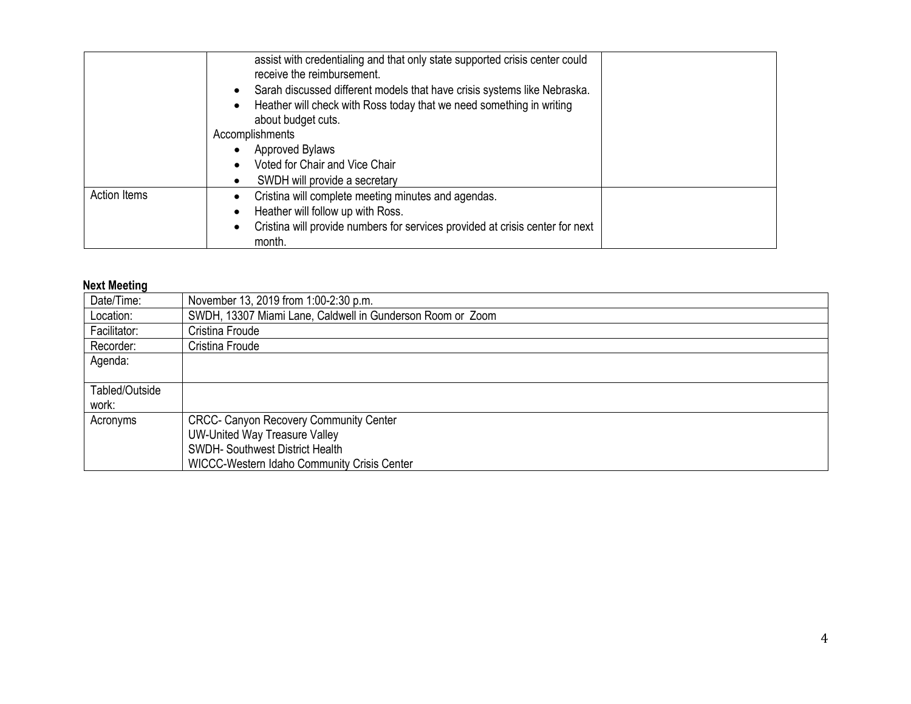| | | |
|---|---|---|
| | assist with credentialing and that only state supported crisis center could receive the reimbursement.<br>• Sarah discussed different models that have crisis systems like Nebraska.<br>• Heather will check with Ross today that we need something in writing about budget cuts.<br>Accomplishments<br>• Approved Bylaws<br>• Voted for Chair and Vice Chair<br>• SWDH will provide a secretary | |
| Action Items | • Cristina will complete meeting minutes and agendas.<br>• Heather will follow up with Ross.<br>• Cristina will provide numbers for services provided at crisis center for next month. | |

**Next Meeting**

| | |
|---|---|
| Date/Time: | November 13, 2019 from 1:00-2:30 p.m. |
| Location: | SWDH, 13307 Miami Lane, Caldwell in Gunderson Room or Zoom |
| Facilitator: | Cristina Froude |
| Recorder: | Cristina Froude |
| Agenda: | |
| Tabled/Outside work: | |
| Acronyms | CRCC- Canyon Recovery Community Center<br>UW-United Way Treasure Valley<br>SWDH- Southwest District Health<br>WICCC-Western Idaho Community Crisis Center |